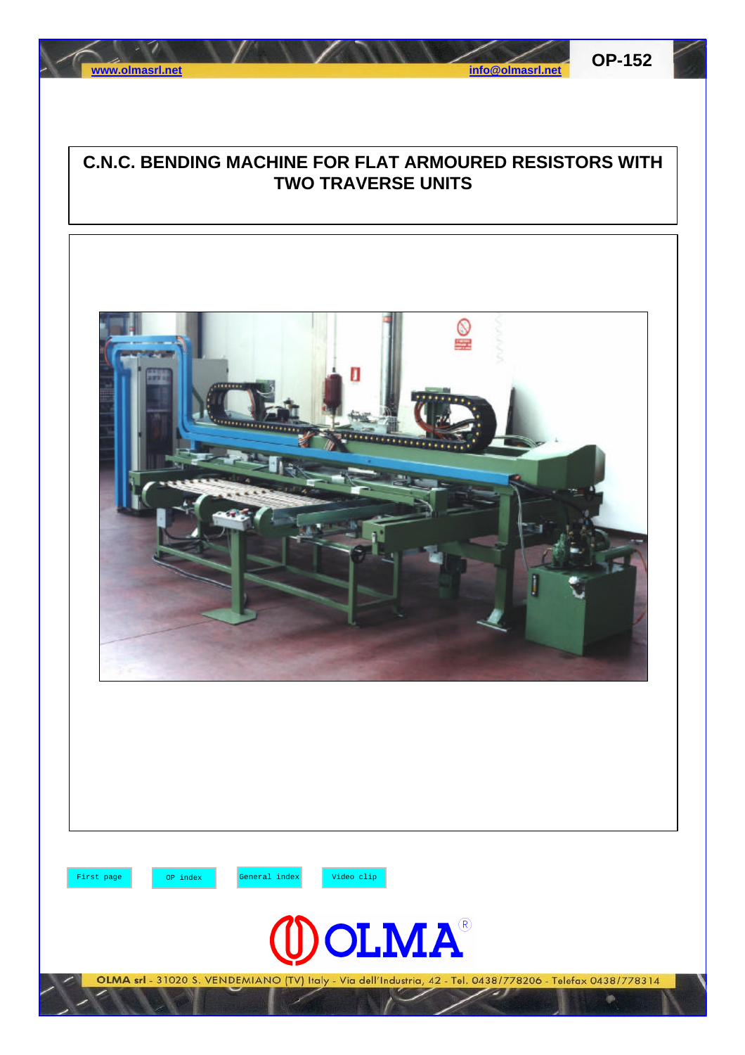www.olmasrl.net info@olmasrl.net

**OP-152**

# C.N.C. BENDING MACHINE FOR FLAT ARMOURED RESISTORS WITH TWO TRAVERSE UNITS

First page | OP index | General index | Video clip

OLMA srl - 31020 S. VENDEMIANO (TV) Italy - Via dell'Industria, 42 - Tel. 0438/778206 - Telefax 0438/778314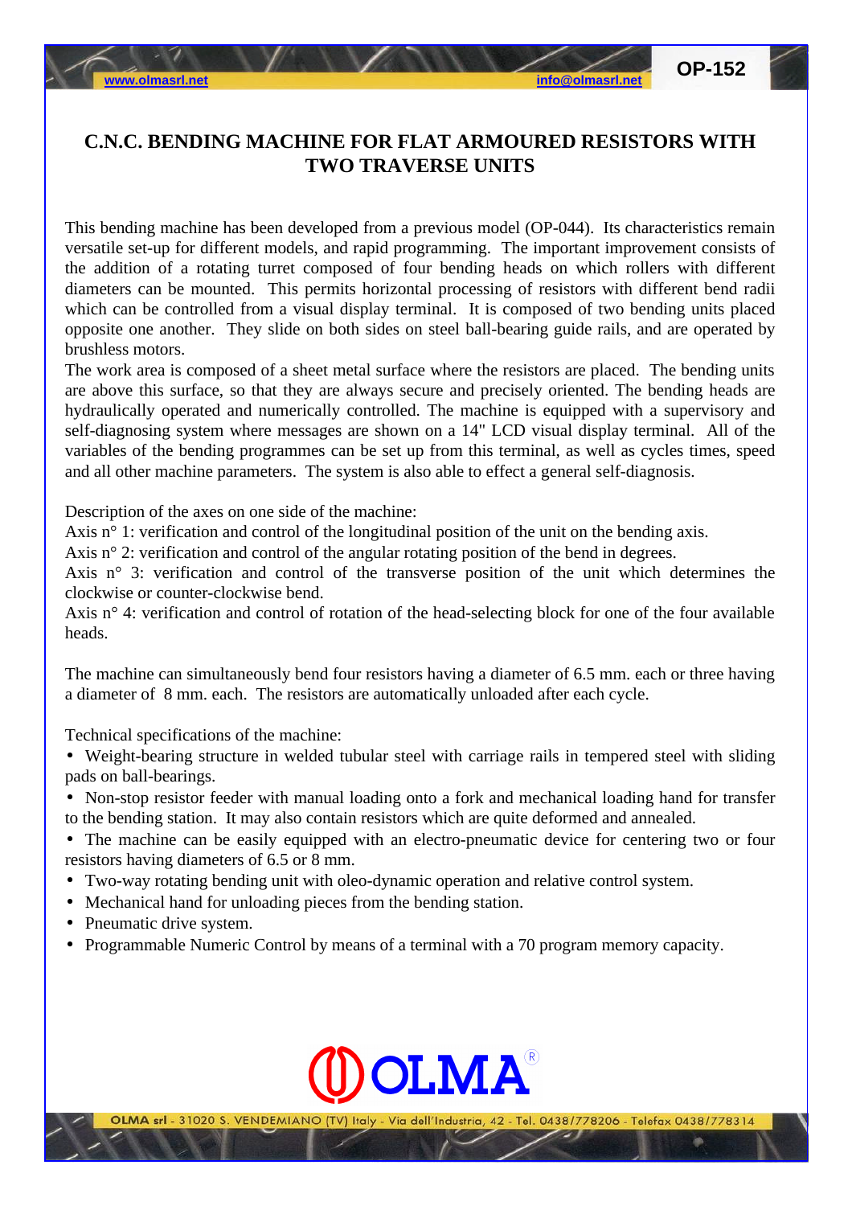# C.N.C. BENDING MACHINE FOR FLAT ARMOURED RESISTORS WITH TWO TRAVERSE UNITS

This bending machine has been developed from a previous model (OP-044). Its characteristics remain versatile set-up for different models, and rapid programming. The important improvement consists of the addition of a rotating turret composed of four bending heads on which rollers with different diameters can be mounted. This permits horizontal processing of resistors with different bend radii which can be controlled from a visual display terminal. It is composed of two bending units placed opposite one another. They slide on both sides on steel ball-bearing guide rails, and are operated by brushless motors.

The work area is composed of a sheet metal surface where the resistors are placed. The bending units are above this surface, so that they are always secure and precisely oriented. The bending heads are hydraulically operated and numerically controlled. The machine is equipped with a supervisory and self-diagnosing system where messages are shown on a 14" LCD visual display terminal. All of the variables of the bending programmes can be set up from this terminal, as well as cycles times, speed and all other machine parameters. The system is also able to effect a general self-diagnosis.

Description of the axes on one side of the machine:

Axis n° 1: verification and control of the longitudinal position of the unit on the bending axis.

Axis n° 2: verification and control of the angular rotating position of the bend in degrees.

Axis n° 3: verification and control of the transverse position of the unit which determines the clockwise or counter-clockwise bend.

Axis n° 4: verification and control of rotation of the head-selecting block for one of the four available heads.

The machine can simultaneously bend four resistors having a diameter of 6.5 mm. each or three having a diameter of 8 mm. each. The resistors are automatically unloaded after each cycle.

Technical specifications of the machine:

- Weight-bearing structure in welded tubular steel with carriage rails in tempered steel with sliding pads on ball-bearings.
- Non-stop resistor feeder with manual loading onto a fork and mechanical loading hand for transfer to the bending station. It may also contain resistors which are quite deformed and annealed.
- The machine can be easily equipped with an electro-pneumatic device for centering two or four resistors having diameters of 6.5 or 8 mm.
- Two-way rotating bending unit with oleo-dynamic operation and relative control system.
- Mechanical hand for unloading pieces from the bending station.
- Pneumatic drive system.
- Programmable Numeric Control by means of a terminal with a 70 program memory capacity.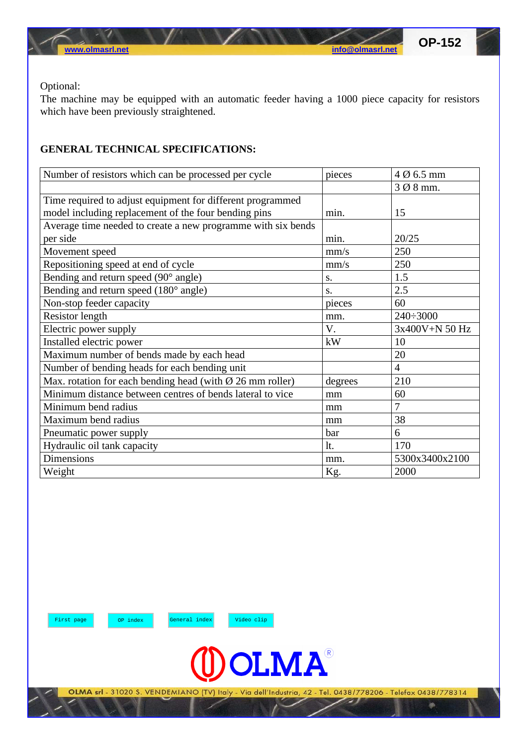Optional:
The machine may be equipped with an automatic feeder having a 1000 piece capacity for resistors which have been previously straightened.

## GENERAL TECHNICAL SPECIFICATIONS:

| | | |
|---|---|---|
| Number of resistors which can be processed per cycle | pieces | 4 Ø 6.5 mm |
| | | 3 Ø 8 mm. |
| Time required to adjust equipment for different programmed model including replacement of the four bending pins | min. | 15 |
| Average time needed to create a new programme with six bends per side | min. | 20/25 |
| Movement speed | mm/s | 250 |
| Repositioning speed at end of cycle | mm/s | 250 |
| Bending and return speed (90° angle) | s. | 1.5 |
| Bending and return speed (180° angle) | s. | 2.5 |
| Non-stop feeder capacity | pieces | 60 |
| Resistor length | mm. | 240÷3000 |
| Electric power supply | V. | 3x400V+N 50 Hz |
| Installed electric power | kW | 10 |
| Maximum number of bends made by each head | | 20 |
| Number of bending heads for each bending unit | | 4 |
| Max. rotation for each bending head (with Ø 26 mm roller) | degrees | 210 |
| Minimum distance between centres of bends lateral to vice | mm | 60 |
| Minimum bend radius | mm | 7 |
| Maximum bend radius | mm | 38 |
| Pneumatic power supply | bar | 6 |
| Hydraulic oil tank capacity | lt. | 170 |
| Dimensions | mm. | 5300x3400x2100 |
| Weight | Kg. | 2000 |

First page | OP index | General index | Video clip

OLMA srl - 31020 S. VENDEMIANO (TV) Italy - Via dell'Industria, 42 - Tel. 0438/778206 - Telefax 0438/778314